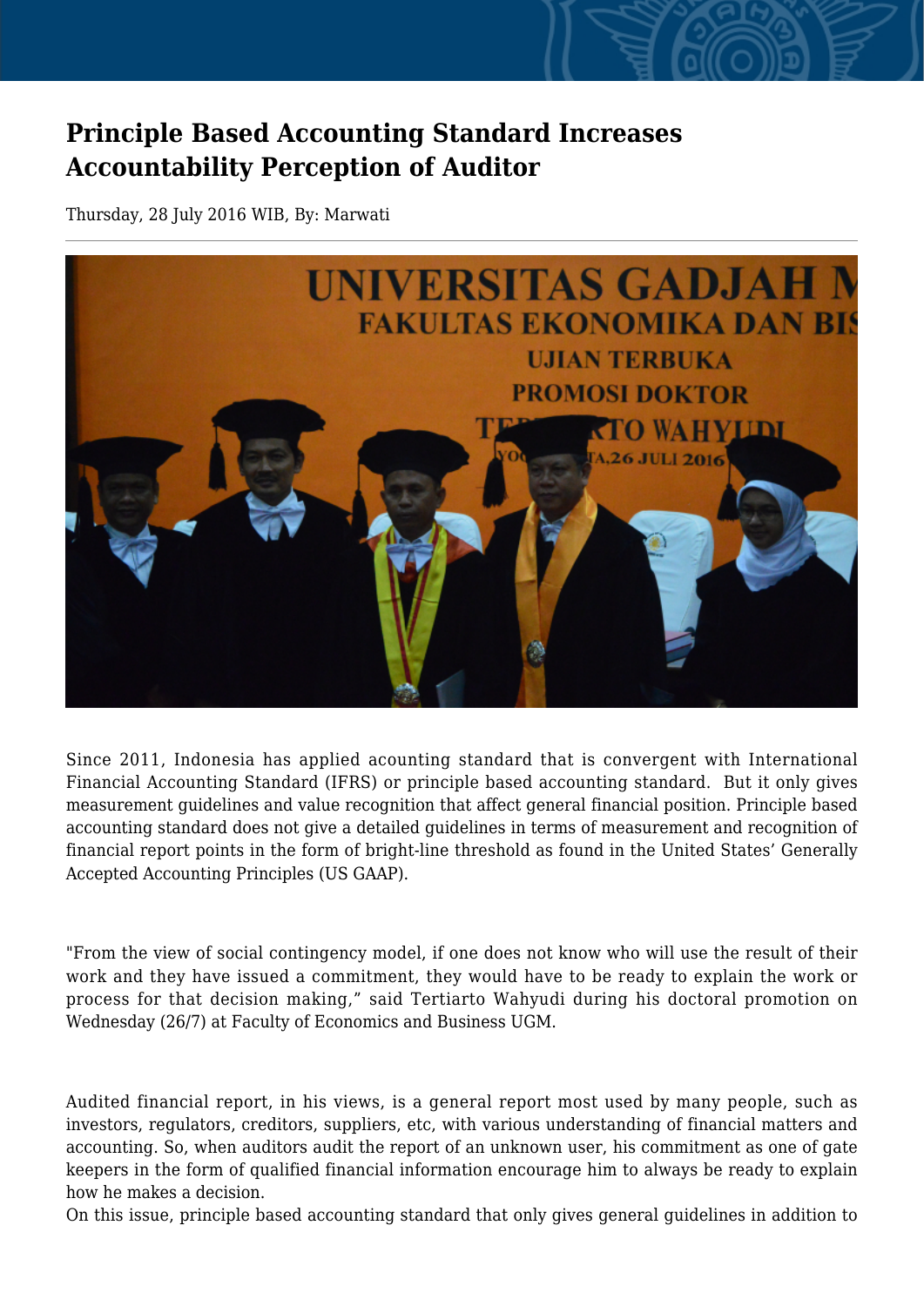# Principle Based Accounting Standard Increases Accountability Perception of Auditor

Thursday, 28 July 2016 WIB, By: Marwati

Since 2011, Indonesia has applied acounting standard that is convergent with International Financial Accounting Standard (IFRS) or principle based accounting standard. But it only gives measurement guidelines and value recognition that affect general financial position. Principle based accounting standard does not give a detailed guidelines in terms of measurement and recognition of financial report points in the form of bright-line threshold as found in the United States' Generally Accepted Accounting Principles (US GAAP).

"From the view of social contingency model, if one does not know who will use the result of their work and they have issued a commitment, they would have to be ready to explain the work or process for that decision making," said Tertiarto Wahyudi during his doctoral promotion on Wednesday (26/7) at Faculty of Economics and Business UGM.

Audited financial report, in his views, is a general report most used by many people, such as investors, regulators, creditors, suppliers, etc, with various understanding of financial matters and accounting. So, when auditors audit the report of an unknown user, his commitment as one of gate keepers in the form of qualified financial information encourage him to always be ready to explain how he makes a decision.

On this issue, principle based accounting standard that only gives general guidelines in addition to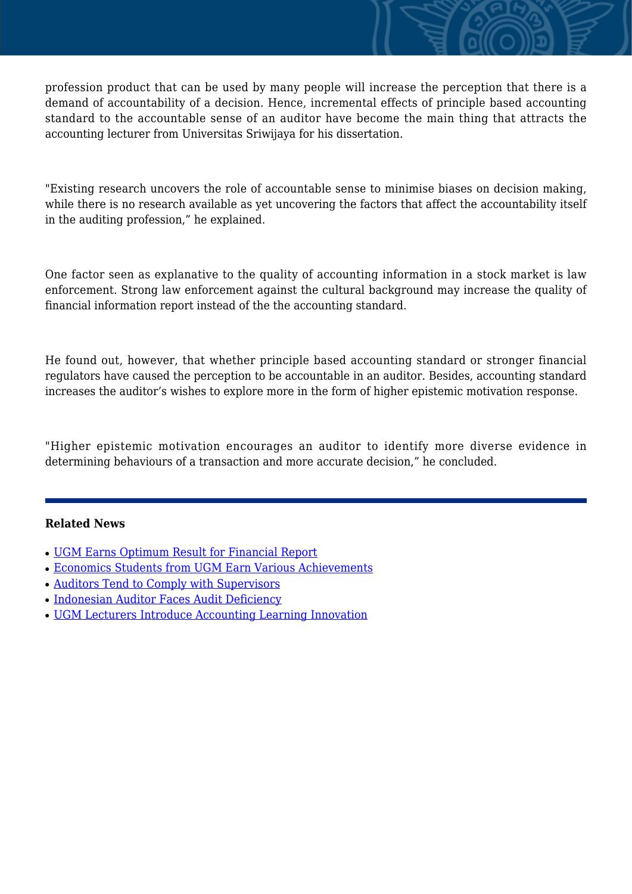profession product that can be used by many people will increase the perception that there is a demand of accountability of a decision. Hence, incremental effects of principle based accounting standard to the accountable sense of an auditor have become the main thing that attracts the accounting lecturer from Universitas Sriwijaya for his dissertation.

"Existing research uncovers the role of accountable sense to minimise biases on decision making, while there is no research available as yet uncovering the factors that affect the accountability itself in the auditing profession," he explained.

One factor seen as explanative to the quality of accounting information in a stock market is law enforcement. Strong law enforcement against the cultural background may increase the quality of financial information report instead of the the accounting standard.

He found out, however, that whether principle based accounting standard or stronger financial regulators have caused the perception to be accountable in an auditor. Besides, accounting standard increases the auditor's wishes to explore more in the form of higher epistemic motivation response.

"Higher epistemic motivation encourages an auditor to identify more diverse evidence in determining behaviours of a transaction and more accurate decision," he concluded.

---

**Related News**

- UGM Earns Optimum Result for Financial Report
- Economics Students from UGM Earn Various Achievements
- Auditors Tend to Comply with Supervisors
- Indonesian Auditor Faces Audit Deficiency
- UGM Lecturers Introduce Accounting Learning Innovation